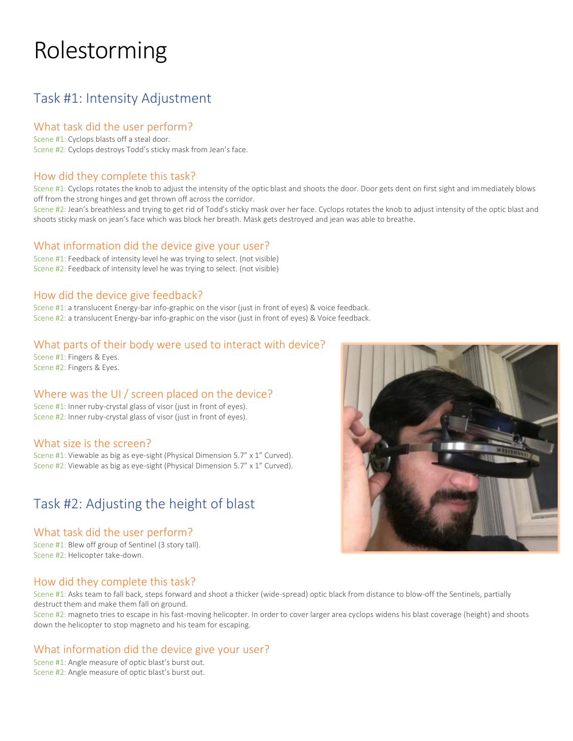# Rolestorming

## Task #1: Intensity Adjustment

### What task did the user perform?

Scene #1: Cyclops blasts off a steal door.
Scene #2: Cyclops destroys Todd's sticky mask from Jean's face.

### How did they complete this task?

Scene #1: Cyclops rotates the knob to adjust the intensity of the optic blast and shoots the door. Door gets dent on first sight and immediately blows off from the strong hinges and get thrown off across the corridor.
Scene #2: Jean's breathless and trying to get rid of Todd's sticky mask over her face. Cyclops rotates the knob to adjust intensity of the optic blast and shoots sticky mask on jean's face which was block her breath. Mask gets destroyed and jean was able to breathe.

### What information did the device give your user?

Scene #1: Feedback of intensity level he was trying to select. (not visible)
Scene #2: Feedback of intensity level he was trying to select. (not visible)

### How did the device give feedback?

Scene #1: a translucent Energy-bar info-graphic on the visor (just in front of eyes) & voice feedback.
Scene #2: a translucent Energy-bar info-graphic on the visor (just in front of eyes) & Voice feedback.

### What parts of their body were used to interact with device?

Scene #1: Fingers & Eyes.
Scene #2: Fingers & Eyes.

### Where was the UI / screen placed on the device?

Scene #1: Inner ruby-crystal glass of visor (just in front of eyes).
Scene #2: Inner ruby-crystal glass of visor (just in front of eyes).

### What size is the screen?

Scene #1: Viewable as big as eye-sight (Physical Dimension 5.7" x 1" Curved).
Scene #2: Viewable as big as eye-sight (Physical Dimension 5.7" x 1" Curved).

## Task #2: Adjusting the height of blast

### What task did the user perform?

Scene #1: Blew off group of Sentinel (3 story tall).
Scene #2: Helicopter take-down.

### How did they complete this task?

Scene #1: Asks team to fall back, steps forward and shoot a thicker (wide-spread) optic black from distance to blow-off the Sentinels, partially destruct them and make them fall on ground.
Scene #2: magneto tries to escape in his fast-moving helicopter. In order to cover larger area cyclops widens his blast coverage (height) and shoots down the helicopter to stop magneto and his team for escaping.

### What information did the device give your user?

Scene #1: Angle measure of optic blast's burst out.
Scene #2: Angle measure of optic blast's burst out.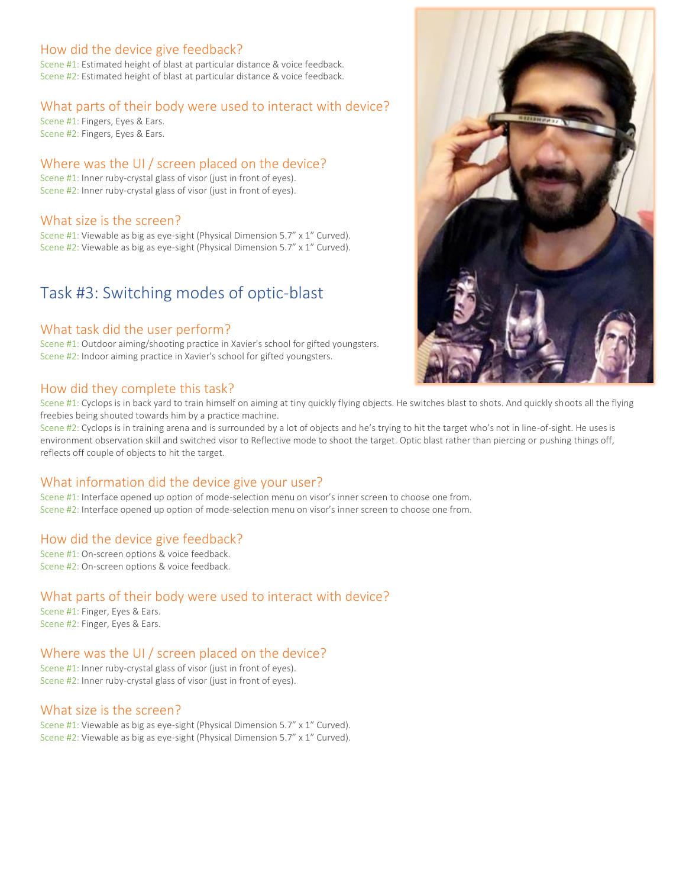### How did the device give feedback?

Scene #1: Estimated height of blast at particular distance & voice feedback.
Scene #2: Estimated height of blast at particular distance & voice feedback.

### What parts of their body were used to interact with device?

Scene #1: Fingers, Eyes & Ears.
Scene #2: Fingers, Eyes & Ears.

### Where was the UI / screen placed on the device?

Scene #1: Inner ruby-crystal glass of visor (just in front of eyes).
Scene #2: Inner ruby-crystal glass of visor (just in front of eyes).

### What size is the screen?

Scene #1: Viewable as big as eye-sight (Physical Dimension 5.7" x 1" Curved).
Scene #2: Viewable as big as eye-sight (Physical Dimension 5.7" x 1" Curved).

## Task #3: Switching modes of optic-blast

### What task did the user perform?

Scene #1: Outdoor aiming/shooting practice in Xavier's school for gifted youngsters.
Scene #2: Indoor aiming practice in Xavier's school for gifted youngsters.

### How did they complete this task?

Scene #1: Cyclops is in back yard to train himself on aiming at tiny quickly flying objects. He switches blast to shots. And quickly shoots all the flying freebies being shouted towards him by a practice machine.
Scene #2: Cyclops is in training arena and is surrounded by a lot of objects and he's trying to hit the target who's not in line-of-sight. He uses is environment observation skill and switched visor to Reflective mode to shoot the target. Optic blast rather than piercing or pushing things off, reflects off couple of objects to hit the target.

### What information did the device give your user?

Scene #1: Interface opened up option of mode-selection menu on visor's inner screen to choose one from.
Scene #2: Interface opened up option of mode-selection menu on visor's inner screen to choose one from.

### How did the device give feedback?

Scene #1: On-screen options & voice feedback.
Scene #2: On-screen options & voice feedback.

### What parts of their body were used to interact with device?

Scene #1: Finger, Eyes & Ears.
Scene #2: Finger, Eyes & Ears.

### Where was the UI / screen placed on the device?

Scene #1: Inner ruby-crystal glass of visor (just in front of eyes).
Scene #2: Inner ruby-crystal glass of visor (just in front of eyes).

### What size is the screen?

Scene #1: Viewable as big as eye-sight (Physical Dimension 5.7" x 1" Curved).
Scene #2: Viewable as big as eye-sight (Physical Dimension 5.7" x 1" Curved).